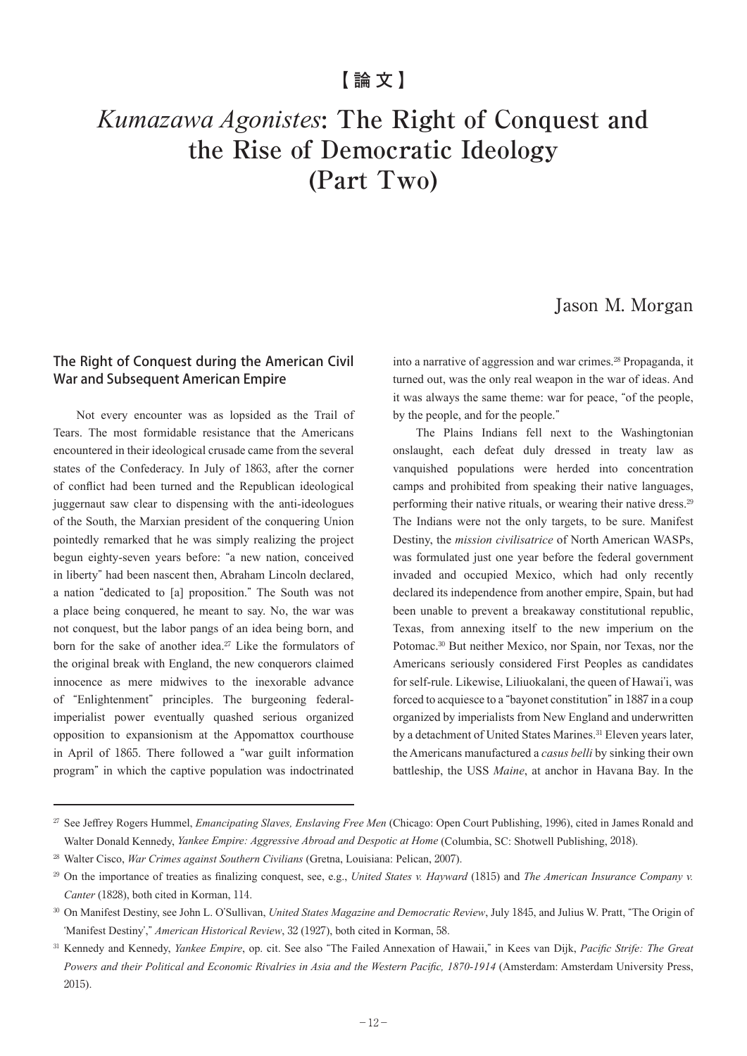【論文】

# *Kumazawa Agonistes*: The Right of Conquest and the Rise of Democratic Ideology (Part Two)

Jason M. Morgan

## The Right of Conquest during the American Civil War and Subsequent American Empire

Not every encounter was as lopsided as the Trail of Tears. The most formidable resistance that the Americans encountered in their ideological crusade came from the several states of the Confederacy. In July of 1863, after the corner of conflict had been turned and the Republican ideological juggernaut saw clear to dispensing with the anti-ideologues of the South, the Marxian president of the conquering Union pointedly remarked that he was simply realizing the project begun eighty-seven years before: "a new nation, conceived in liberty" had been nascent then, Abraham Lincoln declared, a nation "dedicated to [a] proposition." The South was not a place being conquered, he meant to say. No, the war was not conquest, but the labor pangs of an idea being born, and born for the sake of another idea.[27] Like the formulators of the original break with England, the new conquerors claimed innocence as mere midwives to the inexorable advance of "Enlightenment" principles. The burgeoning federal-imperialist power eventually quashed serious organized opposition to expansionism at the Appomattox courthouse in April of 1865. There followed a "war guilt information program" in which the captive population was indoctrinated into a narrative of aggression and war crimes.[28] Propaganda, it turned out, was the only real weapon in the war of ideas. And it was always the same theme: war for peace, "of the people, by the people, and for the people."

The Plains Indians fell next to the Washingtonian onslaught, each defeat duly dressed in treaty law as vanquished populations were herded into concentration camps and prohibited from speaking their native languages, performing their native rituals, or wearing their native dress.[29] The Indians were not the only targets, to be sure. Manifest Destiny, the *mission civilisatrice* of North American WASPs, was formulated just one year before the federal government invaded and occupied Mexico, which had only recently declared its independence from another empire, Spain, but had been unable to prevent a breakaway constitutional republic, Texas, from annexing itself to the new imperium on the Potomac.[30] But neither Mexico, nor Spain, nor Texas, nor the Americans seriously considered First Peoples as candidates for self-rule. Likewise, Liliuokalani, the queen of Hawai'i, was forced to acquiesce to a "bayonet constitution" in 1887 in a coup organized by imperialists from New England and underwritten by a detachment of United States Marines.[31] Eleven years later, the Americans manufactured a *casus belli* by sinking their own battleship, the USS *Maine*, at anchor in Havana Bay. In the

---

[27] See Jeffrey Rogers Hummel, *Emancipating Slaves, Enslaving Free Men* (Chicago: Open Court Publishing, 1996), cited in James Ronald and Walter Donald Kennedy, *Yankee Empire: Aggressive Abroad and Despotic at Home* (Columbia, SC: Shotwell Publishing, 2018).

[28] Walter Cisco, *War Crimes against Southern Civilians* (Gretna, Louisiana: Pelican, 2007).

[29] On the importance of treaties as finalizing conquest, see, e.g., *United States v. Hayward* (1815) and *The American Insurance Company v. Canter* (1828), both cited in Korman, 114.

[30] On Manifest Destiny, see John L. O'Sullivan, *United States Magazine and Democratic Review*, July 1845, and Julius W. Pratt, "The Origin of 'Manifest Destiny'," *American Historical Review*, 32 (1927), both cited in Korman, 58.

[31] Kennedy and Kennedy, *Yankee Empire*, op. cit. See also "The Failed Annexation of Hawaii," in Kees van Dijk, *Pacific Strife: The Great Powers and their Political and Economic Rivalries in Asia and the Western Pacific, 1870-1914* (Amsterdam: Amsterdam University Press, 2015).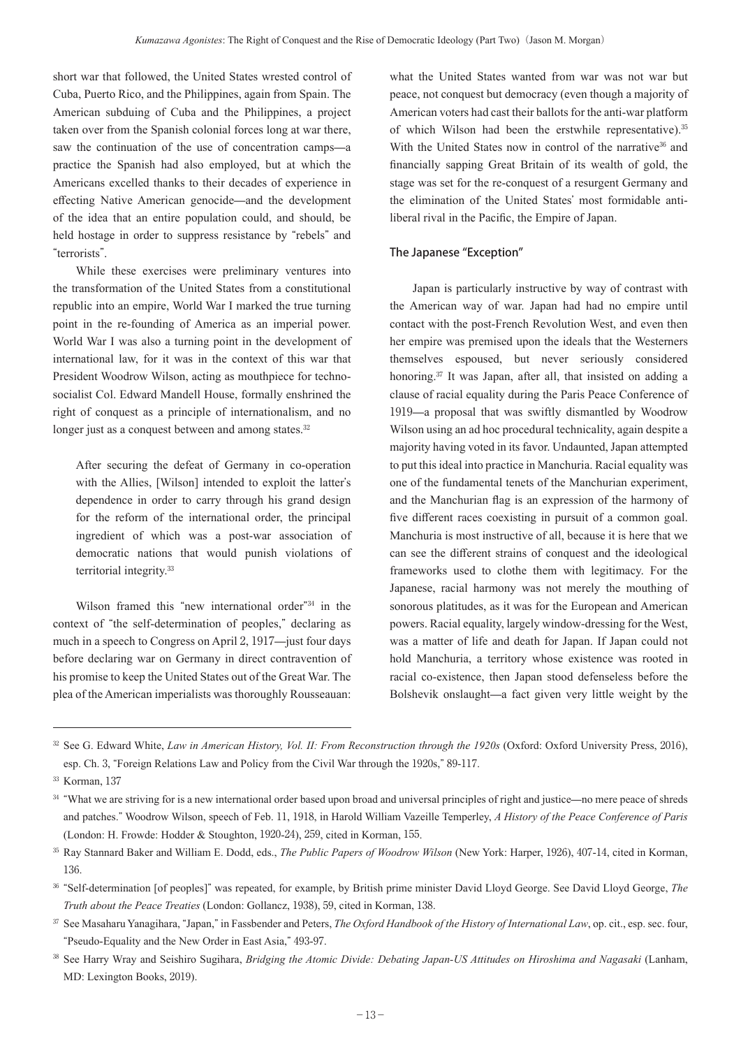short war that followed, the United States wrested control of Cuba, Puerto Rico, and the Philippines, again from Spain. The American subduing of Cuba and the Philippines, a project taken over from the Spanish colonial forces long at war there, saw the continuation of the use of concentration camps—a practice the Spanish had also employed, but at which the Americans excelled thanks to their decades of experience in effecting Native American genocide—and the development of the idea that an entire population could, and should, be held hostage in order to suppress resistance by "rebels" and "terrorists".

While these exercises were preliminary ventures into the transformation of the United States from a constitutional republic into an empire, World War I marked the true turning point in the re-founding of America as an imperial power. World War I was also a turning point in the development of international law, for it was in the context of this war that President Woodrow Wilson, acting as mouthpiece for techno-socialist Col. Edward Mandell House, formally enshrined the right of conquest as a principle of internationalism, and no longer just as a conquest between and among states.[32]

> After securing the defeat of Germany in co-operation with the Allies, [Wilson] intended to exploit the latter's dependence in order to carry through his grand design for the reform of the international order, the principal ingredient of which was a post-war association of democratic nations that would punish violations of territorial integrity.[33]

Wilson framed this "new international order"[34] in the context of "the self-determination of peoples," declaring as much in a speech to Congress on April 2, 1917—just four days before declaring war on Germany in direct contravention of his promise to keep the United States out of the Great War. The plea of the American imperialists was thoroughly Rousseauan: what the United States wanted from war was not war but peace, not conquest but democracy (even though a majority of American voters had cast their ballots for the anti-war platform of which Wilson had been the erstwhile representative).[35] With the United States now in control of the narrative[36] and financially sapping Great Britain of its wealth of gold, the stage was set for the re-conquest of a resurgent Germany and the elimination of the United States' most formidable anti-liberal rival in the Pacific, the Empire of Japan.

## The Japanese "Exception"

Japan is particularly instructive by way of contrast with the American way of war. Japan had had no empire until contact with the post-French Revolution West, and even then her empire was premised upon the ideals that the Westerners themselves espoused, but never seriously considered honoring.[37] It was Japan, after all, that insisted on adding a clause of racial equality during the Paris Peace Conference of 1919—a proposal that was swiftly dismantled by Woodrow Wilson using an ad hoc procedural technicality, again despite a majority having voted in its favor. Undaunted, Japan attempted to put this ideal into practice in Manchuria. Racial equality was one of the fundamental tenets of the Manchurian experiment, and the Manchurian flag is an expression of the harmony of five different races coexisting in pursuit of a common goal. Manchuria is most instructive of all, because it is here that we can see the different strains of conquest and the ideological frameworks used to clothe them with legitimacy. For the Japanese, racial harmony was not merely the mouthing of sonorous platitudes, as it was for the European and American powers. Racial equality, largely window-dressing for the West, was a matter of life and death for Japan. If Japan could not hold Manchuria, a territory whose existence was rooted in racial co-existence, then Japan stood defenseless before the Bolshevik onslaught—a fact given very little weight by the

---

[32] See G. Edward White, *Law in American History, Vol. II: From Reconstruction through the 1920s* (Oxford: Oxford University Press, 2016), esp. Ch. 3, "Foreign Relations Law and Policy from the Civil War through the 1920s," 89-117.

[33] Korman, 137

[34] "What we are striving for is a new international order based upon broad and universal principles of right and justice—no mere peace of shreds and patches." Woodrow Wilson, speech of Feb. 11, 1918, in Harold William Vazeille Temperley, *A History of the Peace Conference of Paris* (London: H. Frowde: Hodder & Stoughton, 1920-24), 259, cited in Korman, 155.

[35] Ray Stannard Baker and William E. Dodd, eds., *The Public Papers of Woodrow Wilson* (New York: Harper, 1926), 407-14, cited in Korman, 136.

[36] "Self-determination [of peoples]" was repeated, for example, by British prime minister David Lloyd George. See David Lloyd George, *The Truth about the Peace Treaties* (London: Gollancz, 1938), 59, cited in Korman, 138.

[37] See Masaharu Yanagihara, "Japan," in Fassbender and Peters, *The Oxford Handbook of the History of International Law*, op. cit., esp. sec. four, "Pseudo-Equality and the New Order in East Asia," 493-97.

[38] See Harry Wray and Seishiro Sugihara, *Bridging the Atomic Divide: Debating Japan-US Attitudes on Hiroshima and Nagasaki* (Lanham, MD: Lexington Books, 2019).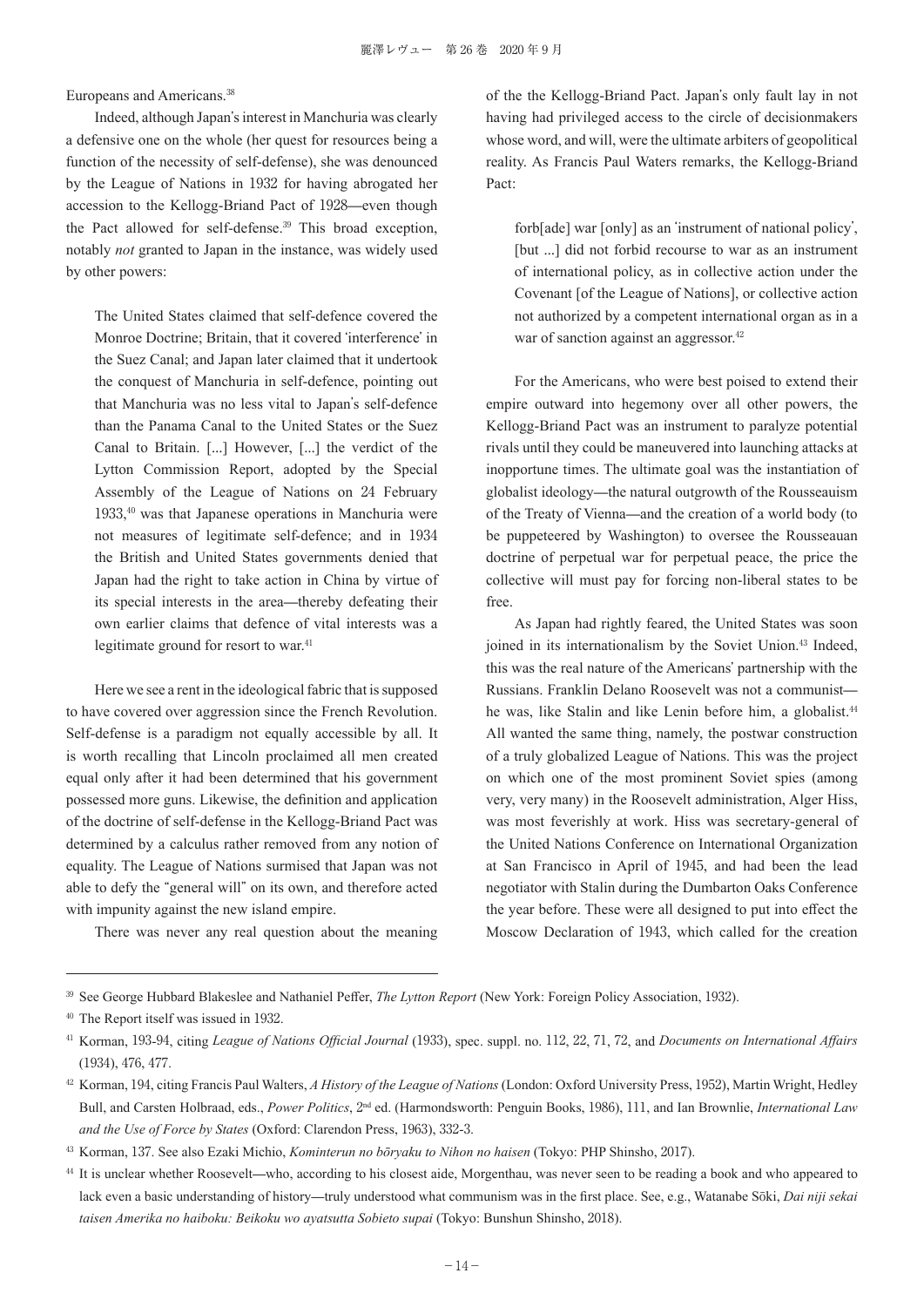Europeans and Americans.[38]

Indeed, although Japan's interest in Manchuria was clearly a defensive one on the whole (her quest for resources being a function of the necessity of self-defense), she was denounced by the League of Nations in 1932 for having abrogated her accession to the Kellogg-Briand Pact of 1928—even though the Pact allowed for self-defense.[39] This broad exception, notably *not* granted to Japan in the instance, was widely used by other powers:

> The United States claimed that self-defence covered the Monroe Doctrine; Britain, that it covered 'interference' in the Suez Canal; and Japan later claimed that it undertook the conquest of Manchuria in self-defence, pointing out that Manchuria was no less vital to Japan's self-defence than the Panama Canal to the United States or the Suez Canal to Britain. [...] However, [...] the verdict of the Lytton Commission Report, adopted by the Special Assembly of the League of Nations on 24 February 1933,[40] was that Japanese operations in Manchuria were not measures of legitimate self-defence; and in 1934 the British and United States governments denied that Japan had the right to take action in China by virtue of its special interests in the area—thereby defeating their own earlier claims that defence of vital interests was a legitimate ground for resort to war.[41]

Here we see a rent in the ideological fabric that is supposed to have covered over aggression since the French Revolution. Self-defense is a paradigm not equally accessible by all. It is worth recalling that Lincoln proclaimed all men created equal only after it had been determined that his government possessed more guns. Likewise, the definition and application of the doctrine of self-defense in the Kellogg-Briand Pact was determined by a calculus rather removed from any notion of equality. The League of Nations surmised that Japan was not able to defy the "general will" on its own, and therefore acted with impunity against the new island empire.

There was never any real question about the meaning of the the Kellogg-Briand Pact. Japan's only fault lay in not having had privileged access to the circle of decisionmakers whose word, and will, were the ultimate arbiters of geopolitical reality. As Francis Paul Waters remarks, the Kellogg-Briand Pact:

> forb[ade] war [only] as an 'instrument of national policy', [but ...] did not forbid recourse to war as an instrument of international policy, as in collective action under the Covenant [of the League of Nations], or collective action not authorized by a competent international organ as in a war of sanction against an aggressor.[42]

For the Americans, who were best poised to extend their empire outward into hegemony over all other powers, the Kellogg-Briand Pact was an instrument to paralyze potential rivals until they could be maneuvered into launching attacks at inopportune times. The ultimate goal was the instantiation of globalist ideology—the natural outgrowth of the Rousseauism of the Treaty of Vienna—and the creation of a world body (to be puppeteered by Washington) to oversee the Rousseauan doctrine of perpetual war for perpetual peace, the price the collective will must pay for forcing non-liberal states to be free.

As Japan had rightly feared, the United States was soon joined in its internationalism by the Soviet Union.[43] Indeed, this was the real nature of the Americans' partnership with the Russians. Franklin Delano Roosevelt was not a communist—he was, like Stalin and like Lenin before him, a globalist.[44] All wanted the same thing, namely, the postwar construction of a truly globalized League of Nations. This was the project on which one of the most prominent Soviet spies (among very, very many) in the Roosevelt administration, Alger Hiss, was most feverishly at work. Hiss was secretary-general of the United Nations Conference on International Organization at San Francisco in April of 1945, and had been the lead negotiator with Stalin during the Dumbarton Oaks Conference the year before. These were all designed to put into effect the Moscow Declaration of 1943, which called for the creation

---

[39] See George Hubbard Blakeslee and Nathaniel Peffer, *The Lytton Report* (New York: Foreign Policy Association, 1932).

[40] The Report itself was issued in 1932.

[41] Korman, 193-94, citing *League of Nations Official Journal* (1933), spec. suppl. no. 112, 22, 71, 72, and *Documents on International Affairs* (1934), 476, 477.

[42] Korman, 194, citing Francis Paul Walters, *A History of the League of Nations* (London: Oxford University Press, 1952), Martin Wright, Hedley Bull, and Carsten Holbraad, eds., *Power Politics*, 2nd ed. (Harmondsworth: Penguin Books, 1986), 111, and Ian Brownlie, *International Law and the Use of Force by States* (Oxford: Clarendon Press, 1963), 332-3.

[43] Korman, 137. See also Ezaki Michio, *Kominterun no bōryaku to Nihon no haisen* (Tokyo: PHP Shinsho, 2017).

[44] It is unclear whether Roosevelt—who, according to his closest aide, Morgenthau, was never seen to be reading a book and who appeared to lack even a basic understanding of history—truly understood what communism was in the first place. See, e.g., Watanabe Sōki, *Dai niji sekai taisen Amerika no haiboku: Beikoku wo ayatsutta Sobieto supai* (Tokyo: Bunshun Shinsho, 2018).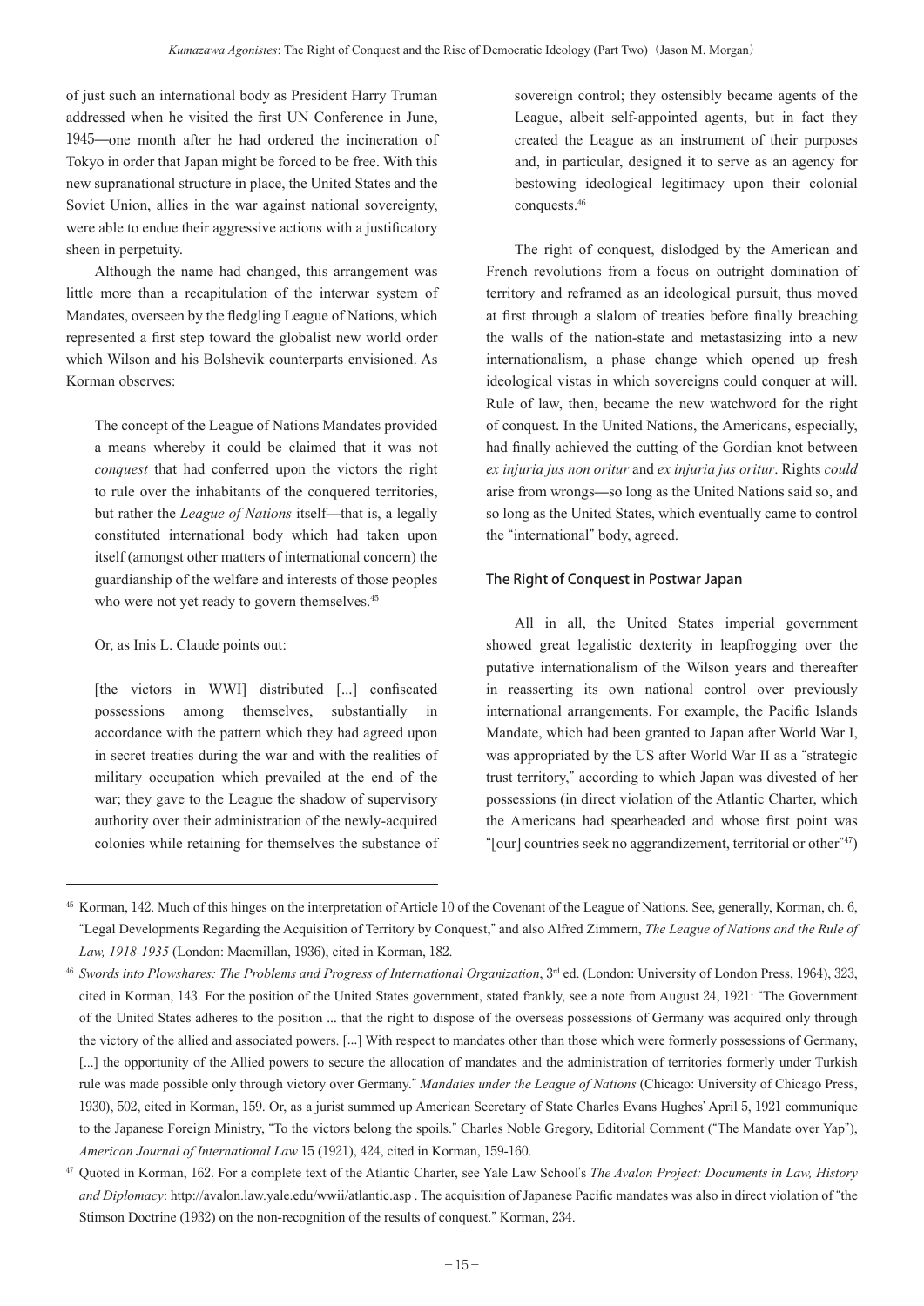of just such an international body as President Harry Truman addressed when he visited the first UN Conference in June, 1945—one month after he had ordered the incineration of Tokyo in order that Japan might be forced to be free. With this new supranational structure in place, the United States and the Soviet Union, allies in the war against national sovereignty, were able to endue their aggressive actions with a justificatory sheen in perpetuity.

Although the name had changed, this arrangement was little more than a recapitulation of the interwar system of Mandates, overseen by the fledgling League of Nations, which represented a first step toward the globalist new world order which Wilson and his Bolshevik counterparts envisioned. As Korman observes:

> The concept of the League of Nations Mandates provided a means whereby it could be claimed that it was not *conquest* that had conferred upon the victors the right to rule over the inhabitants of the conquered territories, but rather the *League of Nations* itself—that is, a legally constituted international body which had taken upon itself (amongst other matters of international concern) the guardianship of the welfare and interests of those peoples who were not yet ready to govern themselves.[45]

Or, as Inis L. Claude points out:

> [the victors in WWI] distributed [...] confiscated possessions among themselves, substantially in accordance with the pattern which they had agreed upon in secret treaties during the war and with the realities of military occupation which prevailed at the end of the war; they gave to the League the shadow of supervisory authority over their administration of the newly-acquired colonies while retaining for themselves the substance of sovereign control; they ostensibly became agents of the League, albeit self-appointed agents, but in fact they created the League as an instrument of their purposes and, in particular, designed it to serve as an agency for bestowing ideological legitimacy upon their colonial conquests.[46]

The right of conquest, dislodged by the American and French revolutions from a focus on outright domination of territory and reframed as an ideological pursuit, thus moved at first through a slalom of treaties before finally breaching the walls of the nation-state and metastasizing into a new internationalism, a phase change which opened up fresh ideological vistas in which sovereigns could conquer at will. Rule of law, then, became the new watchword for the right of conquest. In the United Nations, the Americans, especially, had finally achieved the cutting of the Gordian knot between *ex injuria jus non oritur* and *ex injuria jus oritur*. Rights *could* arise from wrongs—so long as the United Nations said so, and so long as the United States, which eventually came to control the "international" body, agreed.

## The Right of Conquest in Postwar Japan

All in all, the United States imperial government showed great legalistic dexterity in leapfrogging over the putative internationalism of the Wilson years and thereafter in reasserting its own national control over previously international arrangements. For example, the Pacific Islands Mandate, which had been granted to Japan after World War I, was appropriated by the US after World War II as a "strategic trust territory," according to which Japan was divested of her possessions (in direct violation of the Atlantic Charter, which the Americans had spearheaded and whose first point was "[our] countries seek no aggrandizement, territorial or other"[47])

---

[45] Korman, 142. Much of this hinges on the interpretation of Article 10 of the Covenant of the League of Nations. See, generally, Korman, ch. 6, "Legal Developments Regarding the Acquisition of Territory by Conquest," and also Alfred Zimmern, *The League of Nations and the Rule of Law, 1918-1935* (London: Macmillan, 1936), cited in Korman, 182.

[46] *Swords into Plowshares: The Problems and Progress of International Organization*, 3rd ed. (London: University of London Press, 1964), 323, cited in Korman, 143. For the position of the United States government, stated frankly, see a note from August 24, 1921: "The Government of the United States adheres to the position ... that the right to dispose of the overseas possessions of Germany was acquired only through the victory of the allied and associated powers. [...] With respect to mandates other than those which were formerly possessions of Germany, [...] the opportunity of the Allied powers to secure the allocation of mandates and the administration of territories formerly under Turkish rule was made possible only through victory over Germany." *Mandates under the League of Nations* (Chicago: University of Chicago Press, 1930), 502, cited in Korman, 159. Or, as a jurist summed up American Secretary of State Charles Evans Hughes' April 5, 1921 communique to the Japanese Foreign Ministry, "To the victors belong the spoils." Charles Noble Gregory, Editorial Comment ("The Mandate over Yap"), *American Journal of International Law* 15 (1921), 424, cited in Korman, 159-160.

[47] Quoted in Korman, 162. For a complete text of the Atlantic Charter, see Yale Law School's *The Avalon Project: Documents in Law, History and Diplomacy*: http://avalon.law.yale.edu/wwii/atlantic.asp . The acquisition of Japanese Pacific mandates was also in direct violation of "the Stimson Doctrine (1932) on the non-recognition of the results of conquest." Korman, 234.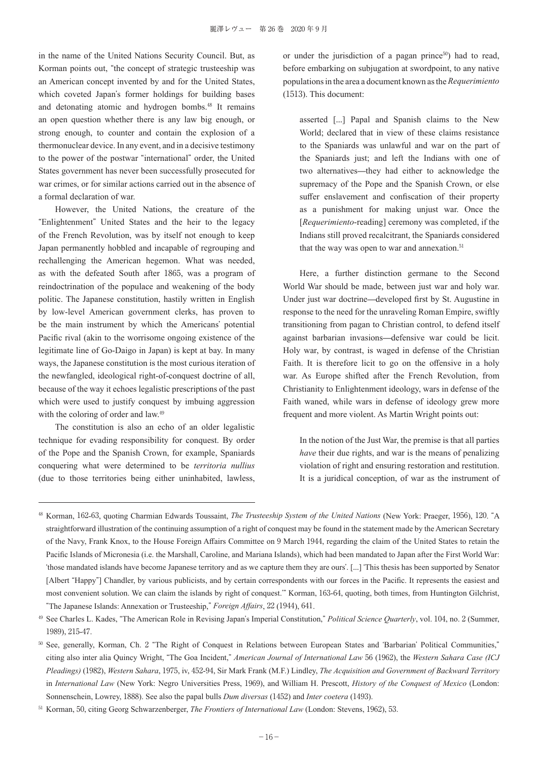in the name of the United Nations Security Council. But, as Korman points out, "the concept of strategic trusteeship was an American concept invented by and for the United States, which coveted Japan's former holdings for building bases and detonating atomic and hydrogen bombs.[48] It remains an open question whether there is any law big enough, or strong enough, to counter and contain the explosion of a thermonuclear device. In any event, and in a decisive testimony to the power of the postwar "international" order, the United States government has never been successfully prosecuted for war crimes, or for similar actions carried out in the absence of a formal declaration of war.

However, the United Nations, the creature of the "Enlightenment" United States and the heir to the legacy of the French Revolution, was by itself not enough to keep Japan permanently hobbled and incapable of regrouping and rechallenging the American hegemon. What was needed, as with the defeated South after 1865, was a program of reindoctrination of the populace and weakening of the body politic. The Japanese constitution, hastily written in English by low-level American government clerks, has proven to be the main instrument by which the Americans' potential Pacific rival (akin to the worrisome ongoing existence of the legitimate line of Go-Daigo in Japan) is kept at bay. In many ways, the Japanese constitution is the most curious iteration of the newfangled, ideological right-of-conquest doctrine of all, because of the way it echoes legalistic prescriptions of the past which were used to justify conquest by imbuing aggression with the coloring of order and law.[49]

The constitution is also an echo of an older legalistic technique for evading responsibility for conquest. By order of the Pope and the Spanish Crown, for example, Spaniards conquering what were determined to be *territoria nullius* (due to those territories being either uninhabited, lawless, or under the jurisdiction of a pagan prince[50]) had to read, before embarking on subjugation at swordpoint, to any native populations in the area a document known as the *Requerimiento* (1513). This document:

> asserted [...] Papal and Spanish claims to the New World; declared that in view of these claims resistance to the Spaniards was unlawful and war on the part of the Spaniards just; and left the Indians with one of two alternatives—they had either to acknowledge the supremacy of the Pope and the Spanish Crown, or else suffer enslavement and confiscation of their property as a punishment for making unjust war. Once the [*Requerimiento*-reading] ceremony was completed, if the Indians still proved recalcitrant, the Spaniards considered that the way was open to war and annexation.[51]

Here, a further distinction germane to the Second World War should be made, between just war and holy war. Under just war doctrine—developed first by St. Augustine in response to the need for the unraveling Roman Empire, swiftly transitioning from pagan to Christian control, to defend itself against barbarian invasions—defensive war could be licit. Holy war, by contrast, is waged in defense of the Christian Faith. It is therefore licit to go on the offensive in a holy war. As Europe shifted after the French Revolution, from Christianity to Enlightenment ideology, wars in defense of the Faith waned, while wars in defense of ideology grew more frequent and more violent. As Martin Wright points out:

> In the notion of the Just War, the premise is that all parties *have* their due rights, and war is the means of penalizing violation of right and ensuring restoration and restitution. It is a juridical conception, of war as the instrument of

---

[48] Korman, 162-63, quoting Charmian Edwards Toussaint, *The Trusteeship System of the United Nations* (New York: Praeger, 1956), 120. "A straightforward illustration of the continuing assumption of a right of conquest may be found in the statement made by the American Secretary of the Navy, Frank Knox, to the House Foreign Affairs Committee on 9 March 1944, regarding the claim of the United States to retain the Pacific Islands of Micronesia (i.e. the Marshall, Caroline, and Mariana Islands), which had been mandated to Japan after the First World War: 'those mandated islands have become Japanese territory and as we capture them they are ours'. [...] 'This thesis has been supported by Senator [Albert "Happy"] Chandler, by various publicists, and by certain correspondents with our forces in the Pacific. It represents the easiest and most convenient solution. We can claim the islands by right of conquest.'" Korman, 163-64, quoting, both times, from Huntington Gilchrist, "The Japanese Islands: Annexation or Trusteeship," *Foreign Affairs*, 22 (1944), 641.

[49] See Charles L. Kades, "The American Role in Revising Japan's Imperial Constitution," *Political Science Quarterly*, vol. 104, no. 2 (Summer, 1989), 215-47.

[50] See, generally, Korman, Ch. 2 "The Right of Conquest in Relations between European States and 'Barbarian' Political Communities," citing also inter alia Quincy Wright, "The Goa Incident," *American Journal of International Law* 56 (1962), the *Western Sahara Case (ICJ Pleadings)* (1982), *Western Sahara*, 1975, iv, 452-94, Sir Mark Frank (M.F.) Lindley, *The Acquisition and Government of Backward Territory* in *International Law* (New York: Negro Universities Press, 1969), and William H. Prescott, *History of the Conquest of Mexico* (London: Sonnenschein, Lowrey, 1888). See also the papal bulls *Dum diversas* (1452) and *Inter coetera* (1493).

[51] Korman, 50, citing Georg Schwarzenberger, *The Frontiers of International Law* (London: Stevens, 1962), 53.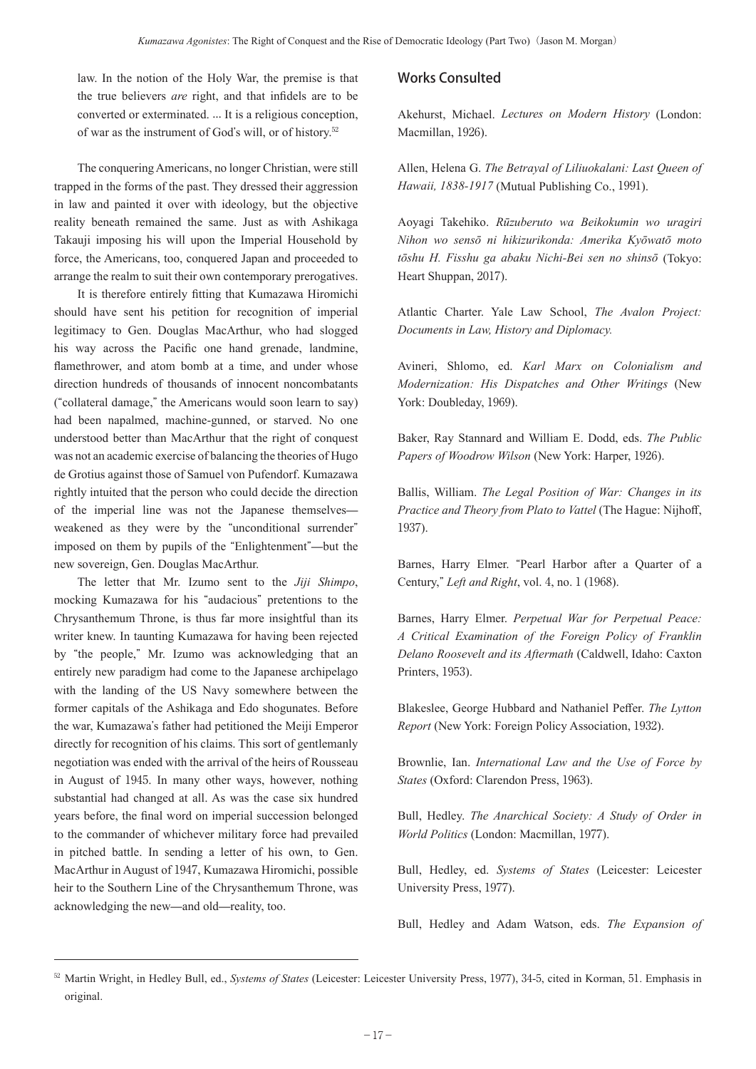law. In the notion of the Holy War, the premise is that the true believers *are* right, and that infidels are to be converted or exterminated. ... It is a religious conception, of war as the instrument of God's will, or of history.[52]

The conquering Americans, no longer Christian, were still trapped in the forms of the past. They dressed their aggression in law and painted it over with ideology, but the objective reality beneath remained the same. Just as with Ashikaga Takauji imposing his will upon the Imperial Household by force, the Americans, too, conquered Japan and proceeded to arrange the realm to suit their own contemporary prerogatives.

It is therefore entirely fitting that Kumazawa Hiromichi should have sent his petition for recognition of imperial legitimacy to Gen. Douglas MacArthur, who had slogged his way across the Pacific one hand grenade, landmine, flamethrower, and atom bomb at a time, and under whose direction hundreds of thousands of innocent noncombatants ("collateral damage," the Americans would soon learn to say) had been napalmed, machine-gunned, or starved. No one understood better than MacArthur that the right of conquest was not an academic exercise of balancing the theories of Hugo de Grotius against those of Samuel von Pufendorf. Kumazawa rightly intuited that the person who could decide the direction of the imperial line was not the Japanese themselves—weakened as they were by the "unconditional surrender" imposed on them by pupils of the "Enlightenment"—but the new sovereign, Gen. Douglas MacArthur.

The letter that Mr. Izumo sent to the *Jiji Shimpo*, mocking Kumazawa for his "audacious" pretentions to the Chrysanthemum Throne, is thus far more insightful than its writer knew. In taunting Kumazawa for having been rejected by "the people," Mr. Izumo was acknowledging that an entirely new paradigm had come to the Japanese archipelago with the landing of the US Navy somewhere between the former capitals of the Ashikaga and Edo shogunates. Before the war, Kumazawa's father had petitioned the Meiji Emperor directly for recognition of his claims. This sort of gentlemanly negotiation was ended with the arrival of the heirs of Rousseau in August of 1945. In many other ways, however, nothing substantial had changed at all. As was the case six hundred years before, the final word on imperial succession belonged to the commander of whichever military force had prevailed in pitched battle. In sending a letter of his own, to Gen. MacArthur in August of 1947, Kumazawa Hiromichi, possible heir to the Southern Line of the Chrysanthemum Throne, was acknowledging the new—and old—reality, too.

## Works Consulted

Akehurst, Michael. *Lectures on Modern History* (London: Macmillan, 1926).

Allen, Helena G. *The Betrayal of Liliuokalani: Last Queen of Hawaii, 1838-1917* (Mutual Publishing Co., 1991).

Aoyagi Takehiko. *Rūzuberuto wa Beikokumin wo uragiri Nihon wo sensō ni hikizurikonda: Amerika Kyōwatō moto tōshu H. Fisshu ga abaku Nichi-Bei sen no shinsō* (Tokyo: Heart Shuppan, 2017).

Atlantic Charter. Yale Law School, *The Avalon Project: Documents in Law, History and Diplomacy.*

Avineri, Shlomo, ed. *Karl Marx on Colonialism and Modernization: His Dispatches and Other Writings* (New York: Doubleday, 1969).

Baker, Ray Stannard and William E. Dodd, eds. *The Public Papers of Woodrow Wilson* (New York: Harper, 1926).

Ballis, William. *The Legal Position of War: Changes in its Practice and Theory from Plato to Vattel* (The Hague: Nijhoff, 1937).

Barnes, Harry Elmer. "Pearl Harbor after a Quarter of a Century," *Left and Right*, vol. 4, no. 1 (1968).

Barnes, Harry Elmer. *Perpetual War for Perpetual Peace: A Critical Examination of the Foreign Policy of Franklin Delano Roosevelt and its Aftermath* (Caldwell, Idaho: Caxton Printers, 1953).

Blakeslee, George Hubbard and Nathaniel Peffer. *The Lytton Report* (New York: Foreign Policy Association, 1932).

Brownlie, Ian. *International Law and the Use of Force by States* (Oxford: Clarendon Press, 1963).

Bull, Hedley. *The Anarchical Society: A Study of Order in World Politics* (London: Macmillan, 1977).

Bull, Hedley, ed. *Systems of States* (Leicester: Leicester University Press, 1977).

Bull, Hedley and Adam Watson, eds. *The Expansion of*

---

[52] Martin Wright, in Hedley Bull, ed., *Systems of States* (Leicester: Leicester University Press, 1977), 34-5, cited in Korman, 51. Emphasis in original.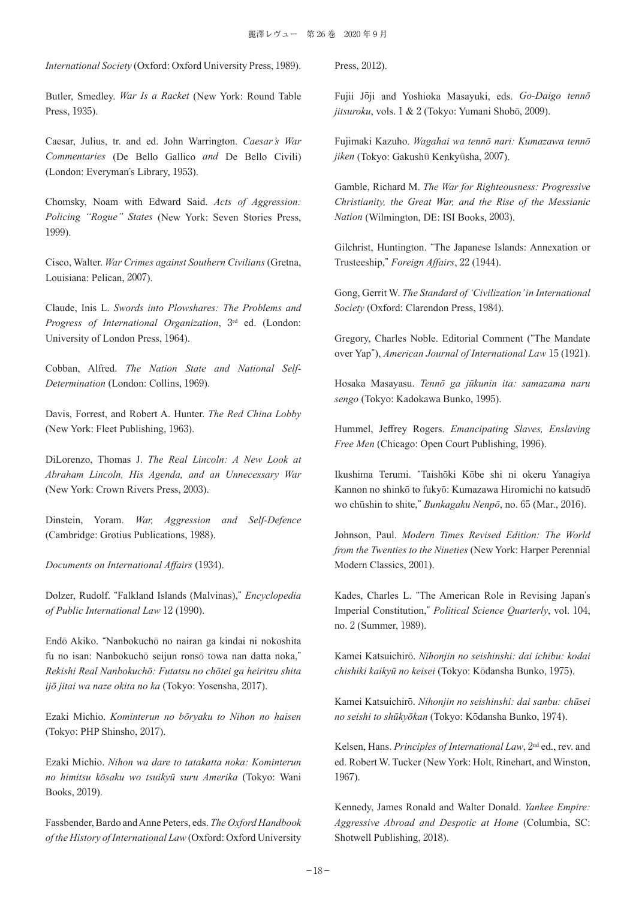*International Society* (Oxford: Oxford University Press, 1989).

Butler, Smedley. *War Is a Racket* (New York: Round Table Press, 1935).

Caesar, Julius, tr. and ed. John Warrington. *Caesar's War Commentaries* (De Bello Gallico *and* De Bello Civili) (London: Everyman's Library, 1953).

Chomsky, Noam with Edward Said. *Acts of Aggression: Policing "Rogue" States* (New York: Seven Stories Press, 1999).

Cisco, Walter. *War Crimes against Southern Civilians* (Gretna, Louisiana: Pelican, 2007).

Claude, Inis L. *Swords into Plowshares: The Problems and Progress of International Organization*, 3rd ed. (London: University of London Press, 1964).

Cobban, Alfred. *The Nation State and National Self-Determination* (London: Collins, 1969).

Davis, Forrest, and Robert A. Hunter. *The Red China Lobby* (New York: Fleet Publishing, 1963).

DiLorenzo, Thomas J. *The Real Lincoln: A New Look at Abraham Lincoln, His Agenda, and an Unnecessary War* (New York: Crown Rivers Press, 2003).

Dinstein, Yoram. *War, Aggression and Self-Defence* (Cambridge: Grotius Publications, 1988).

*Documents on International Affairs* (1934).

Dolzer, Rudolf. "Falkland Islands (Malvinas)," *Encyclopedia of Public International Law* 12 (1990).

Endō Akiko. "Nanbokuchō no nairan ga kindai ni nokoshita fu no isan: Nanbokuchō seijun ronsō towa nan datta noka," *Rekishi Real Nanbokuchō: Futatsu no chōtei ga heiritsu shita ijō jitai wa naze okita no ka* (Tokyo: Yosensha, 2017).

Ezaki Michio. *Kominterun no bōryaku to Nihon no haisen* (Tokyo: PHP Shinsho, 2017).

Ezaki Michio. *Nihon wa dare to tatakatta noka: Kominterun no himitsu kōsaku wo tsuikyū suru Amerika* (Tokyo: Wani Books, 2019).

Fassbender, Bardo and Anne Peters, eds. *The Oxford Handbook of the History of International Law* (Oxford: Oxford University Press, 2012).

Fujii Jōji and Yoshioka Masayuki, eds. *Go-Daigo tennō jitsuroku*, vols. 1 & 2 (Tokyo: Yumani Shobō, 2009).

Fujimaki Kazuho. *Wagahai wa tennō nari: Kumazawa tennō jiken* (Tokyo: Gakushū Kenkyūsha, 2007).

Gamble, Richard M. *The War for Righteousness: Progressive Christianity, the Great War, and the Rise of the Messianic Nation* (Wilmington, DE: ISI Books, 2003).

Gilchrist, Huntington. "The Japanese Islands: Annexation or Trusteeship," *Foreign Affairs*, 22 (1944).

Gong, Gerrit W. *The Standard of 'Civilization' in International Society* (Oxford: Clarendon Press, 1984).

Gregory, Charles Noble. Editorial Comment ("The Mandate over Yap"), *American Journal of International Law* 15 (1921).

Hosaka Masayasu. *Tennō ga jūkunin ita: samazama naru sengo* (Tokyo: Kadokawa Bunko, 1995).

Hummel, Jeffrey Rogers. *Emancipating Slaves, Enslaving Free Men* (Chicago: Open Court Publishing, 1996).

Ikushima Terumi. "Taishōki Kōbe shi ni okeru Yanagiya Kannon no shinkō to fukyō: Kumazawa Hiromichi no katsudō wo chūshin to shite," *Bunkagaku Nenpō*, no. 65 (Mar., 2016).

Johnson, Paul. *Modern Times Revised Edition: The World from the Twenties to the Nineties* (New York: Harper Perennial Modern Classics, 2001).

Kades, Charles L. "The American Role in Revising Japan's Imperial Constitution," *Political Science Quarterly*, vol. 104, no. 2 (Summer, 1989).

Kamei Katsuichirō. *Nihonjin no seishinshi: dai ichibu: kodai chishiki kaikyū no keisei* (Tokyo: Kōdansha Bunko, 1975).

Kamei Katsuichirō. *Nihonjin no seishinshi: dai sanbu: chūsei no seishi to shūkyōkan* (Tokyo: Kōdansha Bunko, 1974).

Kelsen, Hans. *Principles of International Law*, 2nd ed., rev. and ed. Robert W. Tucker (New York: Holt, Rinehart, and Winston, 1967).

Kennedy, James Ronald and Walter Donald. *Yankee Empire: Aggressive Abroad and Despotic at Home* (Columbia, SC: Shotwell Publishing, 2018).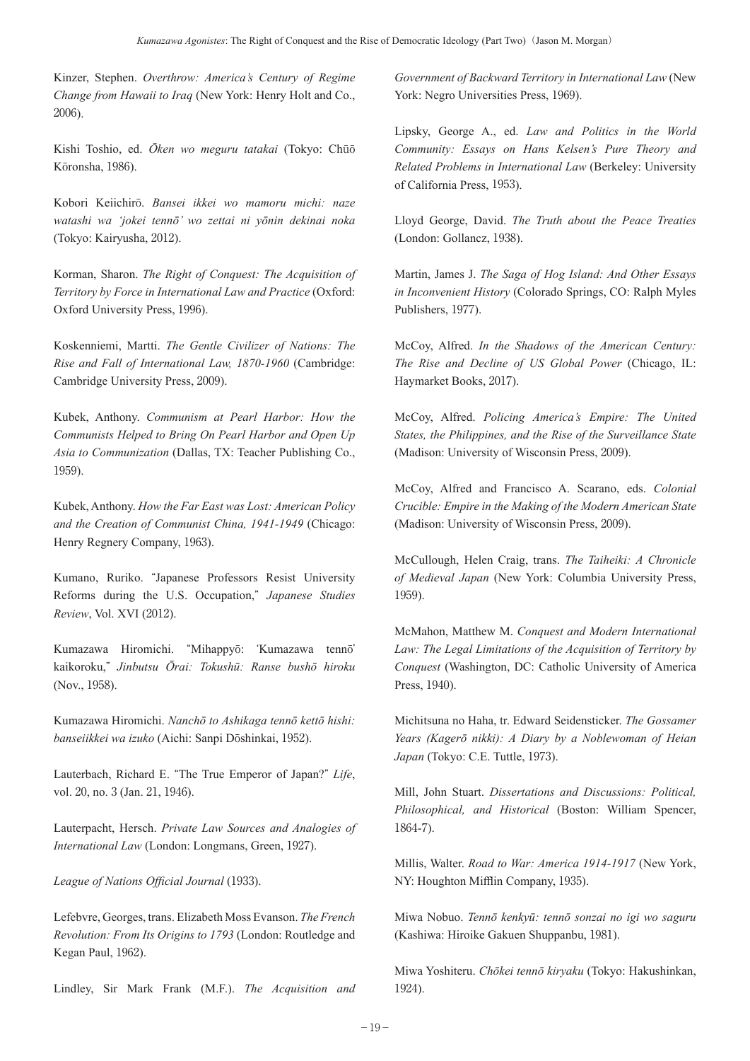Kinzer, Stephen. *Overthrow: America's Century of Regime Change from Hawaii to Iraq* (New York: Henry Holt and Co., 2006).

Kishi Toshio, ed. *Ōken wo meguru tatakai* (Tokyo: Chūō Kōronsha, 1986).

Kobori Keiichirō. *Bansei ikkei wo mamoru michi: naze watashi wa 'jokei tennō' wo zettai ni yōnin dekinai noka* (Tokyo: Kairyusha, 2012).

Korman, Sharon. *The Right of Conquest: The Acquisition of Territory by Force in International Law and Practice* (Oxford: Oxford University Press, 1996).

Koskenniemi, Martti. *The Gentle Civilizer of Nations: The Rise and Fall of International Law, 1870-1960* (Cambridge: Cambridge University Press, 2009).

Kubek, Anthony. *Communism at Pearl Harbor: How the Communists Helped to Bring On Pearl Harbor and Open Up Asia to Communization* (Dallas, TX: Teacher Publishing Co., 1959).

Kubek, Anthony. *How the Far East was Lost: American Policy and the Creation of Communist China, 1941-1949* (Chicago: Henry Regnery Company, 1963).

Kumano, Ruriko. "Japanese Professors Resist University Reforms during the U.S. Occupation," *Japanese Studies Review*, Vol. XVI (2012).

Kumazawa Hiromichi. "Mihappyō: 'Kumazawa tennō' kaikoroku," *Jinbutsu Ōrai: Tokushū: Ranse bushō hiroku* (Nov., 1958).

Kumazawa Hiromichi. *Nanchō to Ashikaga tennō kettō hishi: banseiikkei wa izuko* (Aichi: Sanpi Dōshinkai, 1952).

Lauterbach, Richard E. "The True Emperor of Japan?" *Life*, vol. 20, no. 3 (Jan. 21, 1946).

Lauterpacht, Hersch. *Private Law Sources and Analogies of International Law* (London: Longmans, Green, 1927).

*League of Nations Official Journal* (1933).

Lefebvre, Georges, trans. Elizabeth Moss Evanson. *The French Revolution: From Its Origins to 1793* (London: Routledge and Kegan Paul, 1962).

Lindley, Sir Mark Frank (M.F.). *The Acquisition and Government of Backward Territory in International Law* (New York: Negro Universities Press, 1969).

Lipsky, George A., ed. *Law and Politics in the World Community: Essays on Hans Kelsen's Pure Theory and Related Problems in International Law* (Berkeley: University of California Press, 1953).

Lloyd George, David. *The Truth about the Peace Treaties* (London: Gollancz, 1938).

Martin, James J. *The Saga of Hog Island: And Other Essays in Inconvenient History* (Colorado Springs, CO: Ralph Myles Publishers, 1977).

McCoy, Alfred. *In the Shadows of the American Century: The Rise and Decline of US Global Power* (Chicago, IL: Haymarket Books, 2017).

McCoy, Alfred. *Policing America's Empire: The United States, the Philippines, and the Rise of the Surveillance State* (Madison: University of Wisconsin Press, 2009).

McCoy, Alfred and Francisco A. Scarano, eds. *Colonial Crucible: Empire in the Making of the Modern American State* (Madison: University of Wisconsin Press, 2009).

McCullough, Helen Craig, trans. *The Taiheiki: A Chronicle of Medieval Japan* (New York: Columbia University Press, 1959).

McMahon, Matthew M. *Conquest and Modern International Law: The Legal Limitations of the Acquisition of Territory by Conquest* (Washington, DC: Catholic University of America Press, 1940).

Michitsuna no Haha, tr. Edward Seidensticker. *The Gossamer Years (Kagerō nikki): A Diary by a Noblewoman of Heian Japan* (Tokyo: C.E. Tuttle, 1973).

Mill, John Stuart. *Dissertations and Discussions: Political, Philosophical, and Historical* (Boston: William Spencer, 1864-7).

Millis, Walter. *Road to War: America 1914-1917* (New York, NY: Houghton Mifflin Company, 1935).

Miwa Nobuo. *Tennō kenkyū: tennō sonzai no igi wo saguru* (Kashiwa: Hiroike Gakuen Shuppanbu, 1981).

Miwa Yoshiteru. *Chōkei tennō kiryaku* (Tokyo: Hakushinkan, 1924).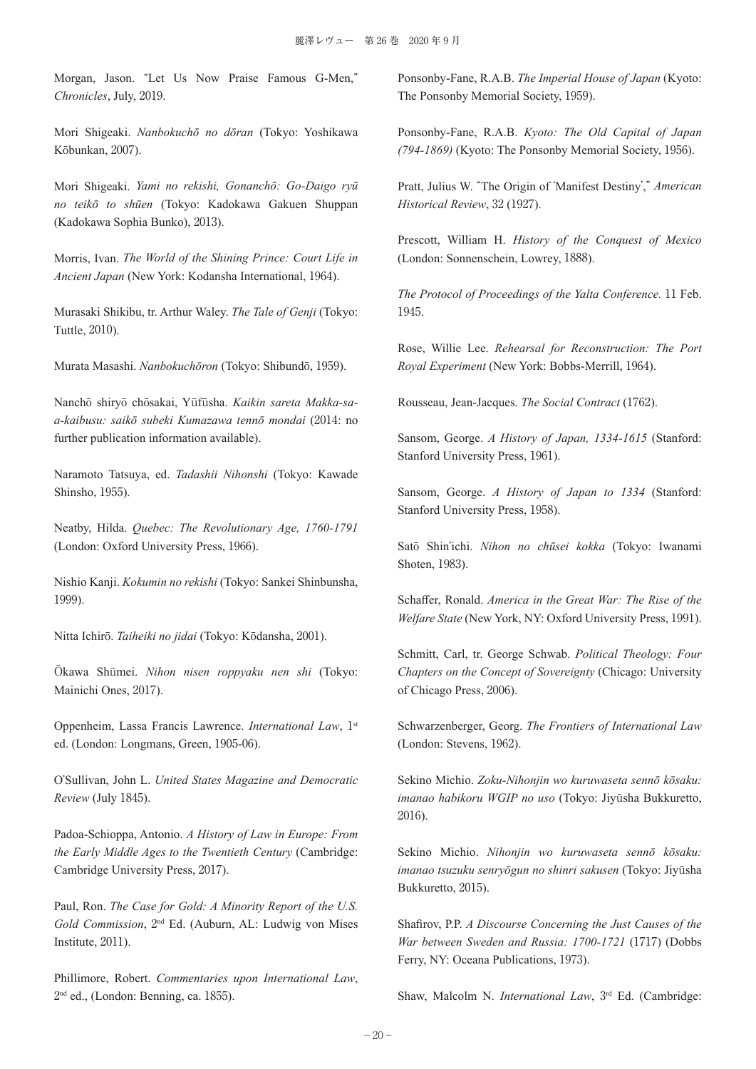Morgan, Jason. "Let Us Now Praise Famous G-Men," *Chronicles*, July, 2019.

Mori Shigeaki. *Nanbokuchō no dōran* (Tokyo: Yoshikawa Kōbunkan, 2007).

Mori Shigeaki. *Yami no rekishi, Gonanchō: Go-Daigo ryū no teikō to shūen* (Tokyo: Kadokawa Gakuen Shuppan (Kadokawa Sophia Bunko), 2013).

Morris, Ivan. *The World of the Shining Prince: Court Life in Ancient Japan* (New York: Kodansha International, 1964).

Murasaki Shikibu, tr. Arthur Waley. *The Tale of Genji* (Tokyo: Tuttle, 2010).

Murata Masashi. *Nanbokuchōron* (Tokyo: Shibundō, 1959).

Nanchō shiryō chōsakai, Yūfūsha. *Kaikin sareta Makka-sa-a-kaibusu: saikō subeki Kumazawa tennō mondai* (2014: no further publication information available).

Naramoto Tatsuya, ed. *Tadashii Nihonshi* (Tokyo: Kawade Shinsho, 1955).

Neatby, Hilda. *Quebec: The Revolutionary Age, 1760-1791* (London: Oxford University Press, 1966).

Nishio Kanji. *Kokumin no rekishi* (Tokyo: Sankei Shinbunsha, 1999).

Nitta Ichirō. *Taiheiki no jidai* (Tokyo: Kōdansha, 2001).

Ōkawa Shūmei. *Nihon nisen roppyaku nen shi* (Tokyo: Mainichi Ones, 2017).

Oppenheim, Lassa Francis Lawrence. *International Law*, 1st ed. (London: Longmans, Green, 1905-06).

O'Sullivan, John L. *United States Magazine and Democratic Review* (July 1845).

Padoa-Schioppa, Antonio. *A History of Law in Europe: From the Early Middle Ages to the Twentieth Century* (Cambridge: Cambridge University Press, 2017).

Paul, Ron. *The Case for Gold: A Minority Report of the U.S. Gold Commission*, 2nd Ed. (Auburn, AL: Ludwig von Mises Institute, 2011).

Phillimore, Robert. *Commentaries upon International Law*, 2nd ed., (London: Benning, ca. 1855).

Ponsonby-Fane, R.A.B. *The Imperial House of Japan* (Kyoto: The Ponsonby Memorial Society, 1959).

Ponsonby-Fane, R.A.B. *Kyoto: The Old Capital of Japan (794-1869)* (Kyoto: The Ponsonby Memorial Society, 1956).

Pratt, Julius W. "The Origin of 'Manifest Destiny'," *American Historical Review*, 32 (1927).

Prescott, William H. *History of the Conquest of Mexico* (London: Sonnenschein, Lowrey, 1888).

*The Protocol of Proceedings of the Yalta Conference.* 11 Feb. 1945.

Rose, Willie Lee. *Rehearsal for Reconstruction: The Port Royal Experiment* (New York: Bobbs-Merrill, 1964).

Rousseau, Jean-Jacques. *The Social Contract* (1762).

Sansom, George. *A History of Japan, 1334-1615* (Stanford: Stanford University Press, 1961).

Sansom, George. *A History of Japan to 1334* (Stanford: Stanford University Press, 1958).

Satō Shin'ichi. *Nihon no chūsei kokka* (Tokyo: Iwanami Shoten, 1983).

Schaffer, Ronald. *America in the Great War: The Rise of the Welfare State* (New York, NY: Oxford University Press, 1991).

Schmitt, Carl, tr. George Schwab. *Political Theology: Four Chapters on the Concept of Sovereignty* (Chicago: University of Chicago Press, 2006).

Schwarzenberger, Georg. *The Frontiers of International Law* (London: Stevens, 1962).

Sekino Michio. *Zoku-Nihonjin wo kuruwaseta sennō kōsaku: imanao habikoru WGIP no uso* (Tokyo: Jiyūsha Bukkuretto, 2016).

Sekino Michio. *Nihonjin wo kuruwaseta sennō kōsaku: imanao tsuzuku senryōgun no shinri sakusen* (Tokyo: Jiyūsha Bukkuretto, 2015).

Shafirov, P.P. *A Discourse Concerning the Just Causes of the War between Sweden and Russia: 1700-1721* (1717) (Dobbs Ferry, NY: Oceana Publications, 1973).

Shaw, Malcolm N. *International Law*, 3rd Ed. (Cambridge: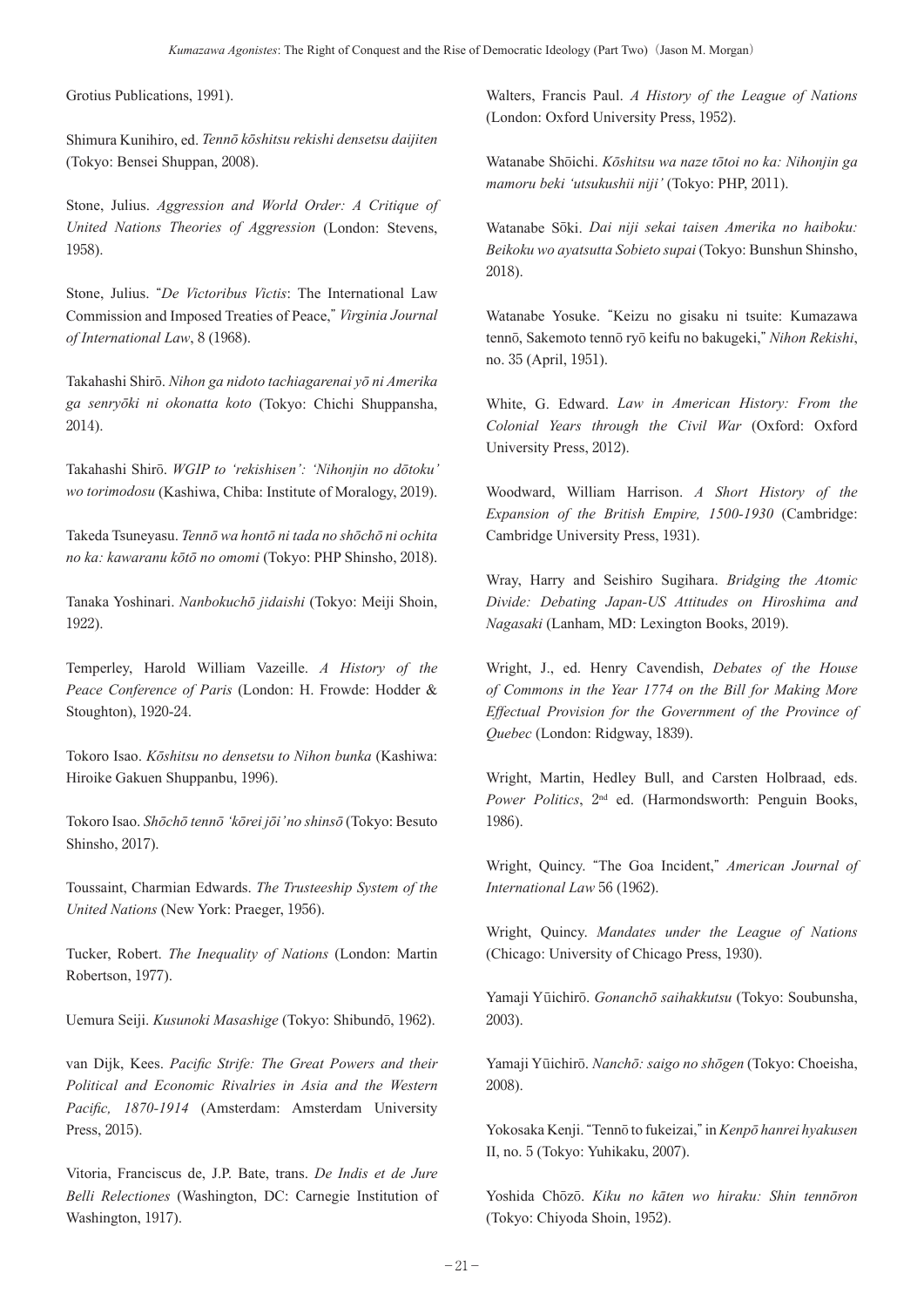Grotius Publications, 1991).

Shimura Kunihiro, ed. *Tennō kōshitsu rekishi densetsu daijiten* (Tokyo: Bensei Shuppan, 2008).

Stone, Julius. *Aggression and World Order: A Critique of United Nations Theories of Aggression* (London: Stevens, 1958).

Stone, Julius. "*De Victoribus Victis*: The International Law Commission and Imposed Treaties of Peace," *Virginia Journal of International Law*, 8 (1968).

Takahashi Shirō. *Nihon ga nidoto tachiagarenai yō ni Amerika ga senryōki ni okonatta koto* (Tokyo: Chichi Shuppansha, 2014).

Takahashi Shirō. *WGIP to 'rekishisen': 'Nihonjin no dōtoku' wo torimodosu* (Kashiwa, Chiba: Institute of Moralogy, 2019).

Takeda Tsuneyasu. *Tennō wa hontō ni tada no shōchō ni ochita no ka: kawaranu kōtō no omomi* (Tokyo: PHP Shinsho, 2018).

Tanaka Yoshinari. *Nanbokuchō jidaishi* (Tokyo: Meiji Shoin, 1922).

Temperley, Harold William Vazeille. *A History of the Peace Conference of Paris* (London: H. Frowde: Hodder & Stoughton), 1920-24.

Tokoro Isao. *Kōshitsu no densetsu to Nihon bunka* (Kashiwa: Hiroike Gakuen Shuppanbu, 1996).

Tokoro Isao. *Shōchō tennō 'kōrei jōi' no shinsō* (Tokyo: Besuto Shinsho, 2017).

Toussaint, Charmian Edwards. *The Trusteeship System of the United Nations* (New York: Praeger, 1956).

Tucker, Robert. *The Inequality of Nations* (London: Martin Robertson, 1977).

Uemura Seiji. *Kusunoki Masashige* (Tokyo: Shibundō, 1962).

van Dijk, Kees. *Pacific Strife: The Great Powers and their Political and Economic Rivalries in Asia and the Western Pacific, 1870-1914* (Amsterdam: Amsterdam University Press, 2015).

Vitoria, Franciscus de, J.P. Bate, trans. *De Indis et de Jure Belli Relectiones* (Washington, DC: Carnegie Institution of Washington, 1917).

Walters, Francis Paul. *A History of the League of Nations* (London: Oxford University Press, 1952).

Watanabe Shōichi. *Kōshitsu wa naze tōtoi no ka: Nihonjin ga mamoru beki 'utsukushii niji'* (Tokyo: PHP, 2011).

Watanabe Sōki. *Dai niji sekai taisen Amerika no haiboku: Beikoku wo ayatsutta Sobieto supai* (Tokyo: Bunshun Shinsho, 2018).

Watanabe Yosuke. "Keizu no gisaku ni tsuite: Kumazawa tennō, Sakemoto tennō ryō keifu no bakugeki," *Nihon Rekishi*, no. 35 (April, 1951).

White, G. Edward. *Law in American History: From the Colonial Years through the Civil War* (Oxford: Oxford University Press, 2012).

Woodward, William Harrison. *A Short History of the Expansion of the British Empire, 1500-1930* (Cambridge: Cambridge University Press, 1931).

Wray, Harry and Seishiro Sugihara. *Bridging the Atomic Divide: Debating Japan-US Attitudes on Hiroshima and Nagasaki* (Lanham, MD: Lexington Books, 2019).

Wright, J., ed. Henry Cavendish, *Debates of the House of Commons in the Year 1774 on the Bill for Making More Effectual Provision for the Government of the Province of Quebec* (London: Ridgway, 1839).

Wright, Martin, Hedley Bull, and Carsten Holbraad, eds. *Power Politics*, 2nd ed. (Harmondsworth: Penguin Books, 1986).

Wright, Quincy. "The Goa Incident," *American Journal of International Law* 56 (1962).

Wright, Quincy. *Mandates under the League of Nations* (Chicago: University of Chicago Press, 1930).

Yamaji Yūichirō. *Gonanchō saihakkutsu* (Tokyo: Soubunsha, 2003).

Yamaji Yūichirō. *Nanchō: saigo no shōgen* (Tokyo: Choeisha, 2008).

Yokosaka Kenji. "Tennō to fukeizai," in *Kenpō hanrei hyakusen* II, no. 5 (Tokyo: Yuhikaku, 2007).

Yoshida Chōzō. *Kiku no kāten wo hiraku: Shin tennōron* (Tokyo: Chiyoda Shoin, 1952).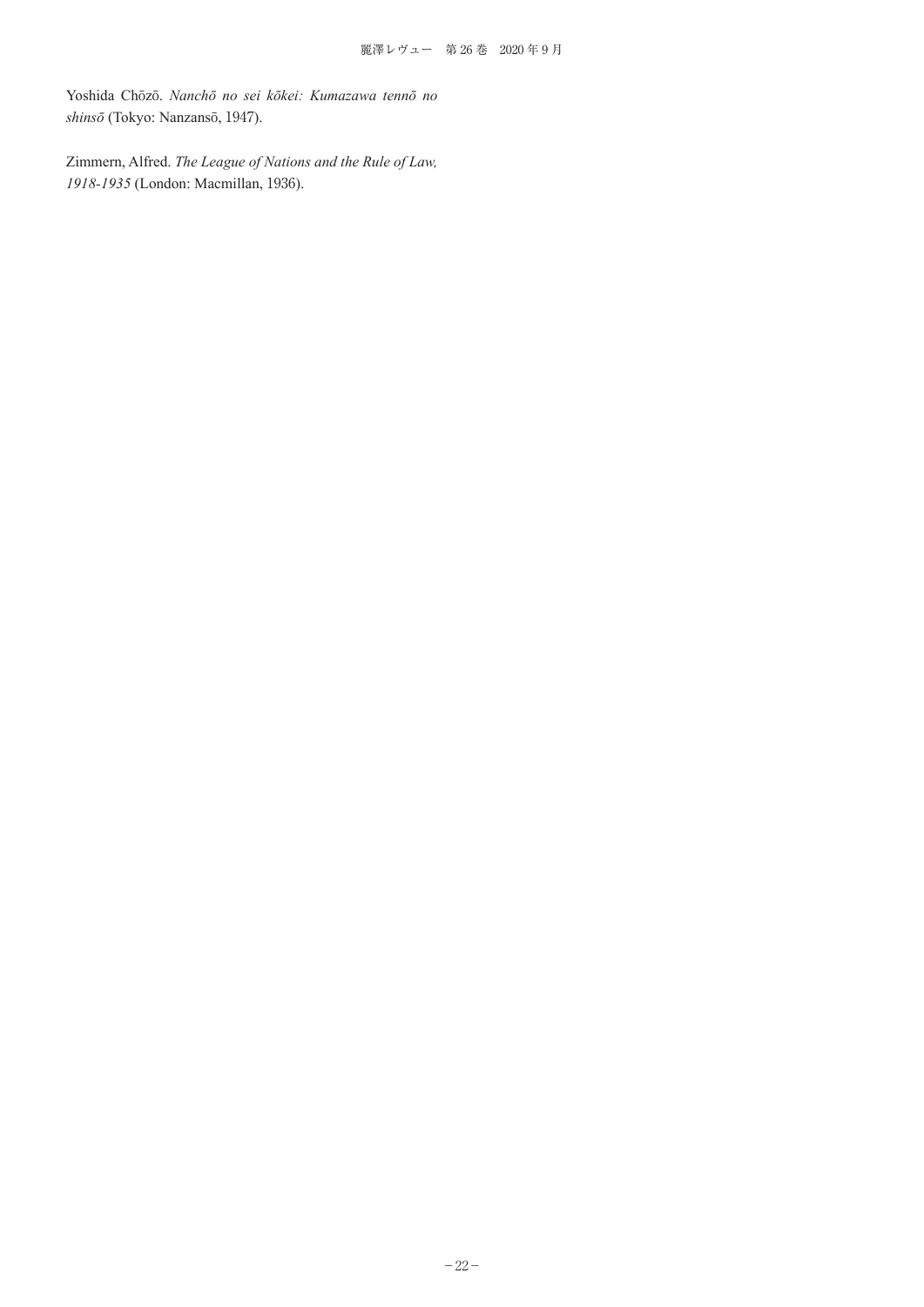Yoshida Chōzō. *Nanchō no sei kōkei: Kumazawa tennō no shinsō* (Tokyo: Nanzansō, 1947).

Zimmern, Alfred. *The League of Nations and the Rule of Law, 1918-1935* (London: Macmillan, 1936).